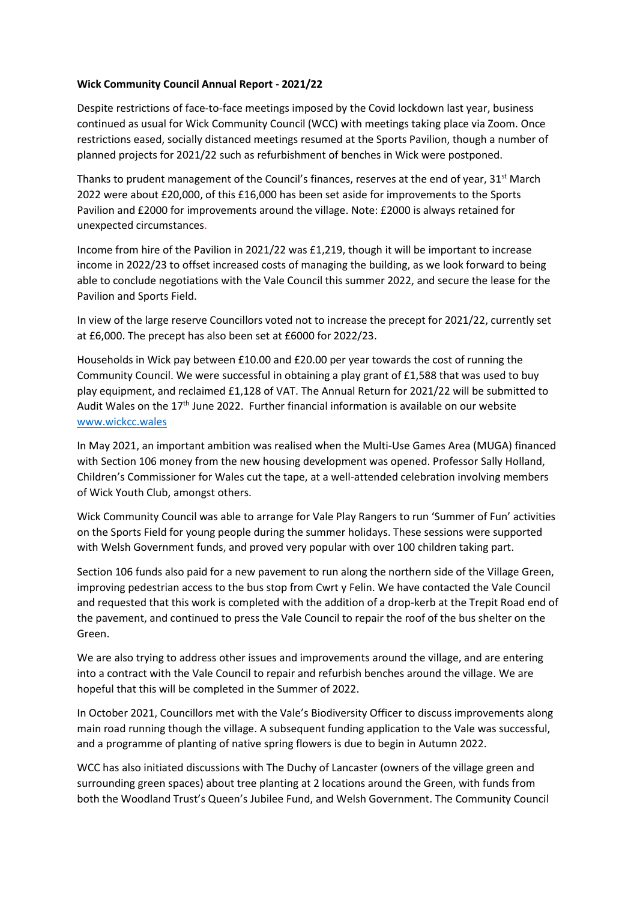**Wick Community Council Annual Report - 2021/22**

Despite restrictions of face-to-face meetings imposed by the Covid lockdown last year, business continued as usual for Wick Community Council (WCC) with meetings taking place via Zoom. Once restrictions eased, socially distanced meetings resumed at the Sports Pavilion, though a number of planned projects for 2021/22 such as refurbishment of benches in Wick were postponed.

Thanks to prudent management of the Council's finances, reserves at the end of year, 31st March 2022 were about £20,000, of this £16,000 has been set aside for improvements to the Sports Pavilion and £2000 for improvements around the village. Note: £2000 is always retained for unexpected circumstances.

Income from hire of the Pavilion in 2021/22 was £1,219, though it will be important to increase income in 2022/23 to offset increased costs of managing the building, as we look forward to being able to conclude negotiations with the Vale Council this summer 2022, and secure the lease for the Pavilion and Sports Field.

In view of the large reserve Councillors voted not to increase the precept for 2021/22, currently set at £6,000. The precept has also been set at £6000 for 2022/23.

Households in Wick pay between £10.00 and £20.00 per year towards the cost of running the Community Council. We were successful in obtaining a play grant of £1,588 that was used to buy play equipment, and reclaimed £1,128 of VAT. The Annual Return for 2021/22 will be submitted to Audit Wales on the 17th June 2022. Further financial information is available on our website [www.wickcc.wales](www.wickcc.wales)

In May 2021, an important ambition was realised when the Multi-Use Games Area (MUGA) financed with Section 106 money from the new housing development was opened. Professor Sally Holland, Children's Commissioner for Wales cut the tape, at a well-attended celebration involving members of Wick Youth Club, amongst others.

Wick Community Council was able to arrange for Vale Play Rangers to run 'Summer of Fun' activities on the Sports Field for young people during the summer holidays. These sessions were supported with Welsh Government funds, and proved very popular with over 100 children taking part.

Section 106 funds also paid for a new pavement to run along the northern side of the Village Green, improving pedestrian access to the bus stop from Cwrt y Felin. We have contacted the Vale Council and requested that this work is completed with the addition of a drop-kerb at the Trepit Road end of the pavement, and continued to press the Vale Council to repair the roof of the bus shelter on the Green.

We are also trying to address other issues and improvements around the village, and are entering into a contract with the Vale Council to repair and refurbish benches around the village. We are hopeful that this will be completed in the Summer of 2022.

In October 2021, Councillors met with the Vale's Biodiversity Officer to discuss improvements along main road running though the village. A subsequent funding application to the Vale was successful, and a programme of planting of native spring flowers is due to begin in Autumn 2022.

WCC has also initiated discussions with The Duchy of Lancaster (owners of the village green and surrounding green spaces) about tree planting at 2 locations around the Green, with funds from both the Woodland Trust's Queen's Jubilee Fund, and Welsh Government. The Community Council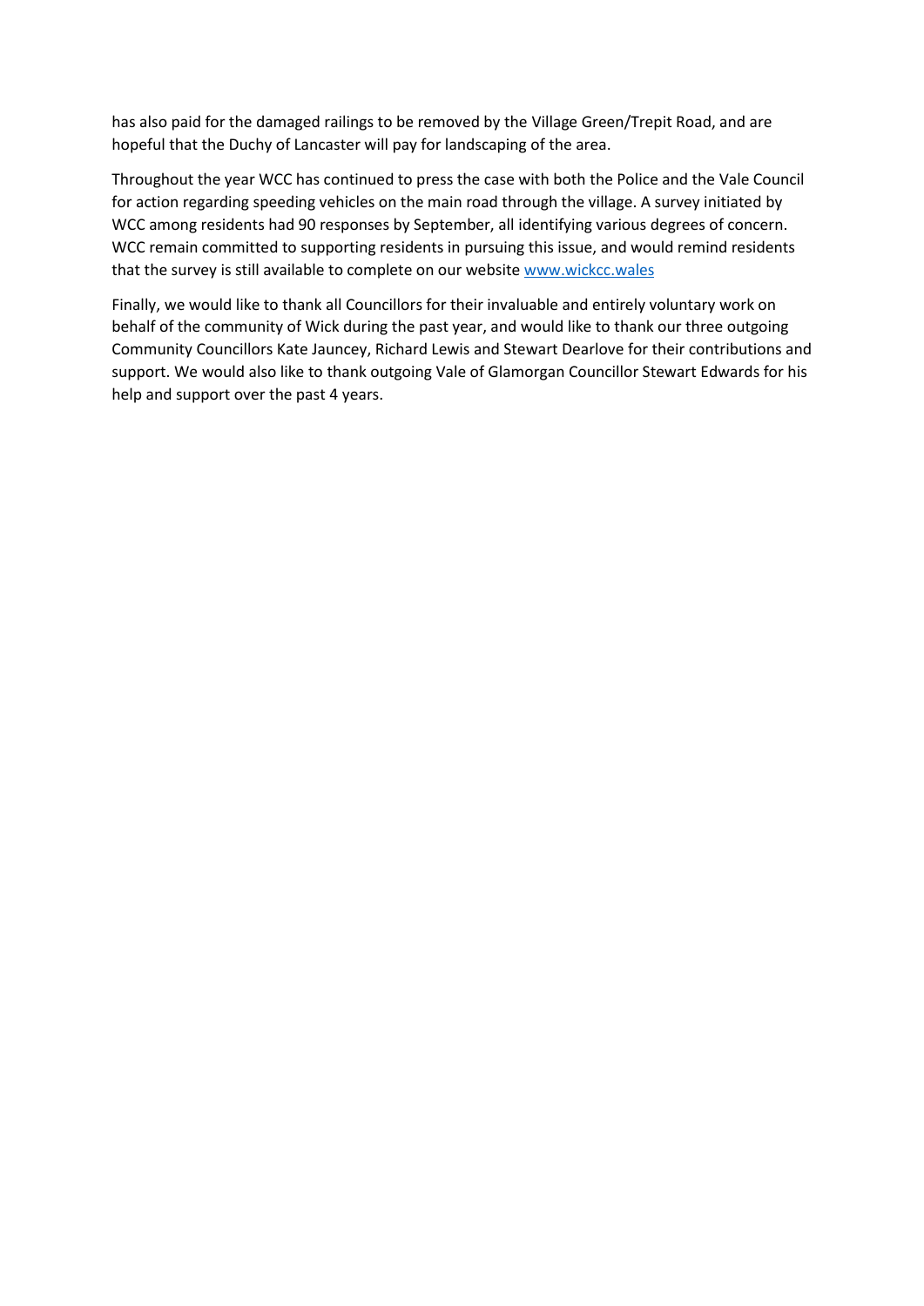has also paid for the damaged railings to be removed by the Village Green/Trepit Road, and are hopeful that the Duchy of Lancaster will pay for landscaping of the area.

Throughout the year WCC has continued to press the case with both the Police and the Vale Council for action regarding speeding vehicles on the main road through the village. A survey initiated by WCC among residents had 90 responses by September, all identifying various degrees of concern. WCC remain committed to supporting residents in pursuing this issue, and would remind residents that the survey is still available to complete on our website [www.wickcc.wales](http://www.wickcc.wales)

Finally, we would like to thank all Councillors for their invaluable and entirely voluntary work on behalf of the community of Wick during the past year, and would like to thank our three outgoing Community Councillors Kate Jauncey, Richard Lewis and Stewart Dearlove for their contributions and support. We would also like to thank outgoing Vale of Glamorgan Councillor Stewart Edwards for his help and support over the past 4 years.